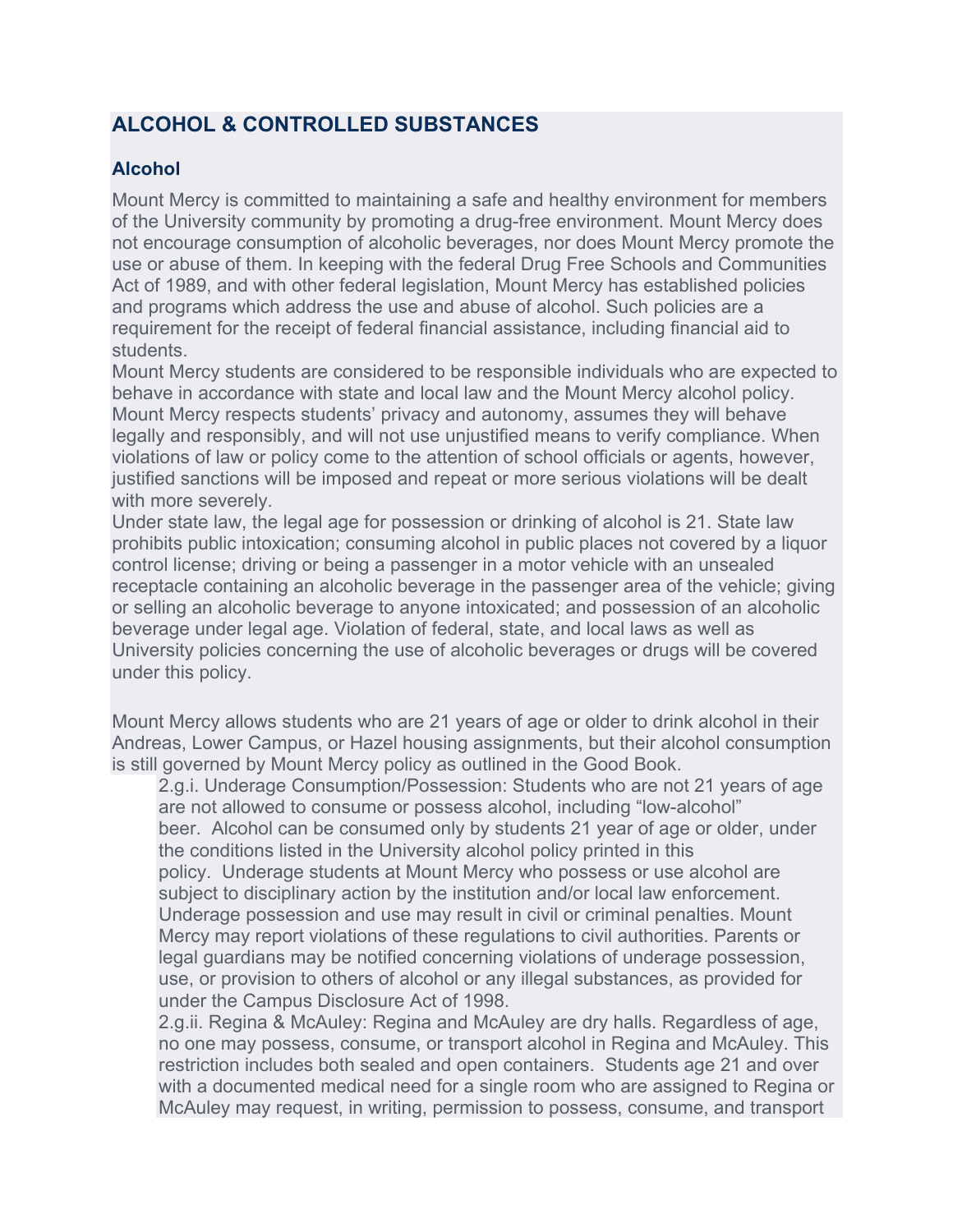## ALCOHOL & CONTROLLED SUBSTANCES

### Alcohol

Mount Mercy is committed to maintaining a safe and healthy environment for members of the University community by promoting a drug-free environment. Mount Mercy does not encourage consumption of alcoholic beverages, nor does Mount Mercy promote the use or abuse of them. In keeping with the federal Drug Free Schools and Communities Act of 1989, and with other federal legislation, Mount Mercy has established policies and programs which address the use and abuse of alcohol. Such policies are a requirement for the receipt of federal financial assistance, including financial aid to students.

Mount Mercy students are considered to be responsible individuals who are expected to behave in accordance with state and local law and the Mount Mercy alcohol policy. Mount Mercy respects students' privacy and autonomy, assumes they will behave legally and responsibly, and will not use unjustified means to verify compliance. When violations of law or policy come to the attention of school officials or agents, however, justified sanctions will be imposed and repeat or more serious violations will be dealt with more severely.

Under state law, the legal age for possession or drinking of alcohol is 21. State law prohibits public intoxication; consuming alcohol in public places not covered by a liquor control license; driving or being a passenger in a motor vehicle with an unsealed receptacle containing an alcoholic beverage in the passenger area of the vehicle; giving or selling an alcoholic beverage to anyone intoxicated; and possession of an alcoholic beverage under legal age. Violation of federal, state, and local laws as well as University policies concerning the use of alcoholic beverages or drugs will be covered under this policy.

Mount Mercy allows students who are 21 years of age or older to drink alcohol in their Andreas, Lower Campus, or Hazel housing assignments, but their alcohol consumption is still governed by Mount Mercy policy as outlined in the Good Book.

> 2.g.i. Underage Consumption/Possession: Students who are not 21 years of age are not allowed to consume or possess alcohol, including "low-alcohol" beer. Alcohol can be consumed only by students 21 year of age or older, under the conditions listed in the University alcohol policy printed in this policy. Underage students at Mount Mercy who possess or use alcohol are subject to disciplinary action by the institution and/or local law enforcement. Underage possession and use may result in civil or criminal penalties. Mount Mercy may report violations of these regulations to civil authorities. Parents or legal guardians may be notified concerning violations of underage possession, use, or provision to others of alcohol or any illegal substances, as provided for under the Campus Disclosure Act of 1998.
>
> 2.g.ii. Regina & McAuley: Regina and McAuley are dry halls. Regardless of age, no one may possess, consume, or transport alcohol in Regina and McAuley. This restriction includes both sealed and open containers. Students age 21 and over with a documented medical need for a single room who are assigned to Regina or McAuley may request, in writing, permission to possess, consume, and transport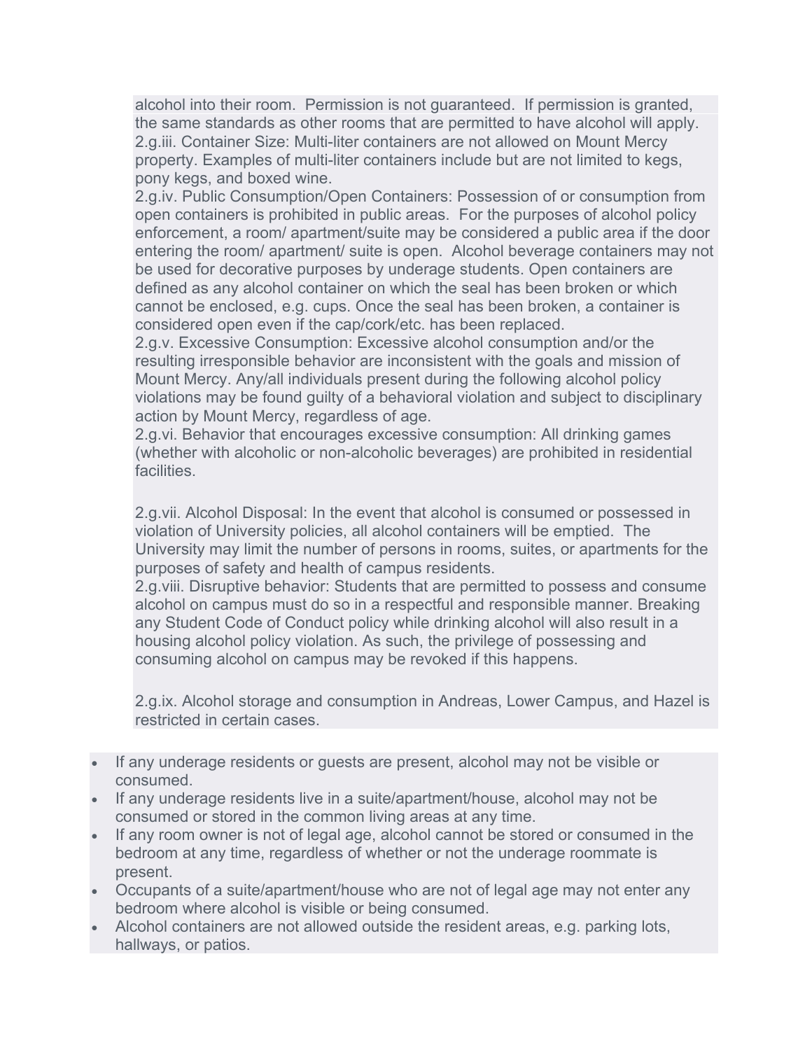alcohol into their room.  Permission is not guaranteed.  If permission is granted, the same standards as other rooms that are permitted to have alcohol will apply.
2.g.iii. Container Size: Multi-liter containers are not allowed on Mount Mercy property. Examples of multi-liter containers include but are not limited to kegs, pony kegs, and boxed wine.
2.g.iv. Public Consumption/Open Containers: Possession of or consumption from open containers is prohibited in public areas.  For the purposes of alcohol policy enforcement, a room/ apartment/suite may be considered a public area if the door entering the room/ apartment/ suite is open.  Alcohol beverage containers may not be used for decorative purposes by underage students. Open containers are defined as any alcohol container on which the seal has been broken or which cannot be enclosed, e.g. cups. Once the seal has been broken, a container is considered open even if the cap/cork/etc. has been replaced.
2.g.v. Excessive Consumption: Excessive alcohol consumption and/or the resulting irresponsible behavior are inconsistent with the goals and mission of Mount Mercy. Any/all individuals present during the following alcohol policy violations may be found guilty of a behavioral violation and subject to disciplinary action by Mount Mercy, regardless of age.
2.g.vi. Behavior that encourages excessive consumption: All drinking games (whether with alcoholic or non-alcoholic beverages) are prohibited in residential facilities.

2.g.vii. Alcohol Disposal: In the event that alcohol is consumed or possessed in violation of University policies, all alcohol containers will be emptied.  The University may limit the number of persons in rooms, suites, or apartments for the purposes of safety and health of campus residents.
2.g.viii. Disruptive behavior: Students that are permitted to possess and consume alcohol on campus must do so in a respectful and responsible manner. Breaking any Student Code of Conduct policy while drinking alcohol will also result in a housing alcohol policy violation. As such, the privilege of possessing and consuming alcohol on campus may be revoked if this happens.

2.g.ix. Alcohol storage and consumption in Andreas, Lower Campus, and Hazel is restricted in certain cases.

- If any underage residents or guests are present, alcohol may not be visible or consumed.
- If any underage residents live in a suite/apartment/house, alcohol may not be consumed or stored in the common living areas at any time.
- If any room owner is not of legal age, alcohol cannot be stored or consumed in the bedroom at any time, regardless of whether or not the underage roommate is present.
- Occupants of a suite/apartment/house who are not of legal age may not enter any bedroom where alcohol is visible or being consumed.
- Alcohol containers are not allowed outside the resident areas, e.g. parking lots, hallways, or patios.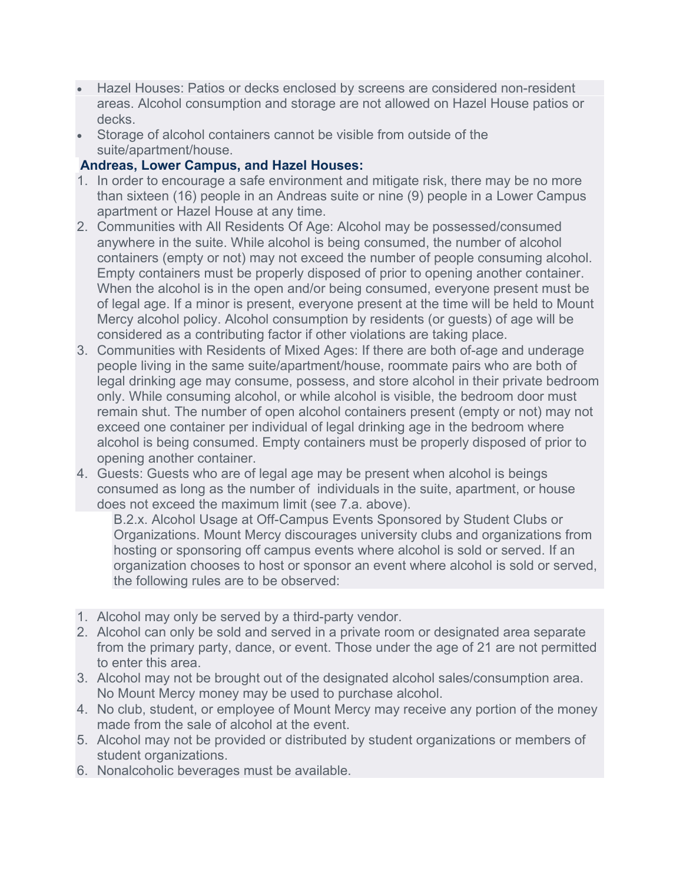- Hazel Houses: Patios or decks enclosed by screens are considered non-resident areas. Alcohol consumption and storage are not allowed on Hazel House patios or decks.
- Storage of alcohol containers cannot be visible from outside of the suite/apartment/house.

**Andreas, Lower Campus, and Hazel Houses:**

1. In order to encourage a safe environment and mitigate risk, there may be no more than sixteen (16) people in an Andreas suite or nine (9) people in a Lower Campus apartment or Hazel House at any time.
2. Communities with All Residents Of Age: Alcohol may be possessed/consumed anywhere in the suite. While alcohol is being consumed, the number of alcohol containers (empty or not) may not exceed the number of people consuming alcohol. Empty containers must be properly disposed of prior to opening another container. When the alcohol is in the open and/or being consumed, everyone present must be of legal age. If a minor is present, everyone present at the time will be held to Mount Mercy alcohol policy. Alcohol consumption by residents (or guests) of age will be considered as a contributing factor if other violations are taking place.
3. Communities with Residents of Mixed Ages: If there are both of-age and underage people living in the same suite/apartment/house, roommate pairs who are both of legal drinking age may consume, possess, and store alcohol in their private bedroom only. While consuming alcohol, or while alcohol is visible, the bedroom door must remain shut. The number of open alcohol containers present (empty or not) may not exceed one container per individual of legal drinking age in the bedroom where alcohol is being consumed. Empty containers must be properly disposed of prior to opening another container.
4. Guests: Guests who are of legal age may be present when alcohol is beings consumed as long as the number of individuals in the suite, apartment, or house does not exceed the maximum limit (see 7.a. above).

B.2.x. Alcohol Usage at Off-Campus Events Sponsored by Student Clubs or Organizations. Mount Mercy discourages university clubs and organizations from hosting or sponsoring off campus events where alcohol is sold or served. If an organization chooses to host or sponsor an event where alcohol is sold or served, the following rules are to be observed:

1. Alcohol may only be served by a third-party vendor.
2. Alcohol can only be sold and served in a private room or designated area separate from the primary party, dance, or event. Those under the age of 21 are not permitted to enter this area.
3. Alcohol may not be brought out of the designated alcohol sales/consumption area. No Mount Mercy money may be used to purchase alcohol.
4. No club, student, or employee of Mount Mercy may receive any portion of the money made from the sale of alcohol at the event.
5. Alcohol may not be provided or distributed by student organizations or members of student organizations.
6. Nonalcoholic beverages must be available.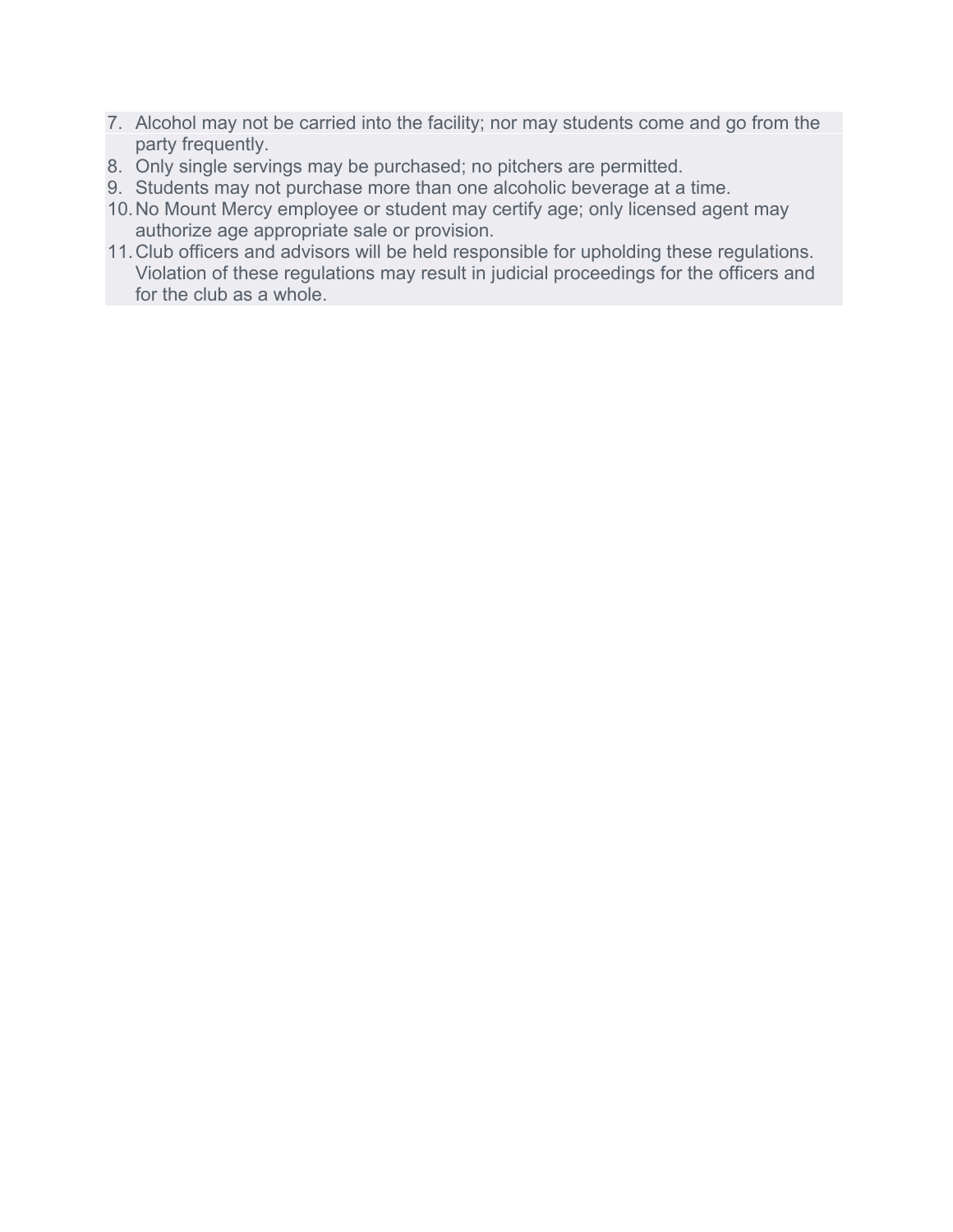7. Alcohol may not be carried into the facility; nor may students come and go from the party frequently.
8. Only single servings may be purchased; no pitchers are permitted.
9. Students may not purchase more than one alcoholic beverage at a time.
10. No Mount Mercy employee or student may certify age; only licensed agent may authorize age appropriate sale or provision.
11. Club officers and advisors will be held responsible for upholding these regulations. Violation of these regulations may result in judicial proceedings for the officers and for the club as a whole.